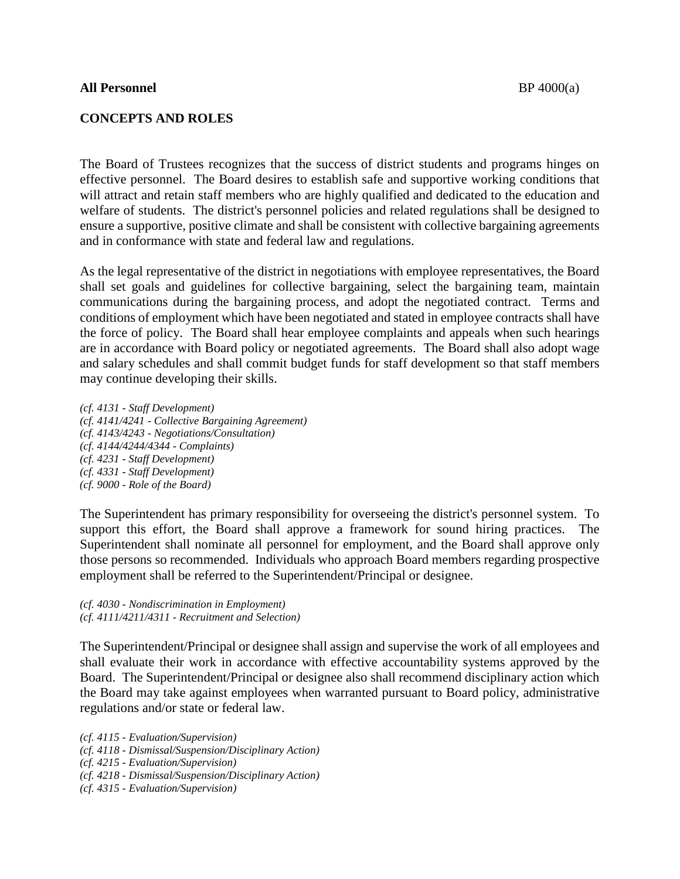**All Personnel** BP 4000(a)

## CONCEPTS AND ROLES

The Board of Trustees recognizes that the success of district students and programs hinges on effective personnel. The Board desires to establish safe and supportive working conditions that will attract and retain staff members who are highly qualified and dedicated to the education and welfare of students. The district's personnel policies and related regulations shall be designed to ensure a supportive, positive climate and shall be consistent with collective bargaining agreements and in conformance with state and federal law and regulations.

As the legal representative of the district in negotiations with employee representatives, the Board shall set goals and guidelines for collective bargaining, select the bargaining team, maintain communications during the bargaining process, and adopt the negotiated contract. Terms and conditions of employment which have been negotiated and stated in employee contracts shall have the force of policy. The Board shall hear employee complaints and appeals when such hearings are in accordance with Board policy or negotiated agreements. The Board shall also adopt wage and salary schedules and shall commit budget funds for staff development so that staff members may continue developing their skills.

*(cf. 4131 - Staff Development)*
*(cf. 4141/4241 - Collective Bargaining Agreement)*
*(cf. 4143/4243 - Negotiations/Consultation)*
*(cf. 4144/4244/4344 - Complaints)*
*(cf. 4231 - Staff Development)*
*(cf. 4331 - Staff Development)*
*(cf. 9000 - Role of the Board)*

The Superintendent has primary responsibility for overseeing the district's personnel system. To support this effort, the Board shall approve a framework for sound hiring practices. The Superintendent shall nominate all personnel for employment, and the Board shall approve only those persons so recommended. Individuals who approach Board members regarding prospective employment shall be referred to the Superintendent/Principal or designee.

*(cf. 4030 - Nondiscrimination in Employment)*
*(cf. 4111/4211/4311 - Recruitment and Selection)*

The Superintendent/Principal or designee shall assign and supervise the work of all employees and shall evaluate their work in accordance with effective accountability systems approved by the Board. The Superintendent/Principal or designee also shall recommend disciplinary action which the Board may take against employees when warranted pursuant to Board policy, administrative regulations and/or state or federal law.

*(cf. 4115 - Evaluation/Supervision)*
*(cf. 4118 - Dismissal/Suspension/Disciplinary Action)*
*(cf. 4215 - Evaluation/Supervision)*
*(cf. 4218 - Dismissal/Suspension/Disciplinary Action)*
*(cf. 4315 - Evaluation/Supervision)*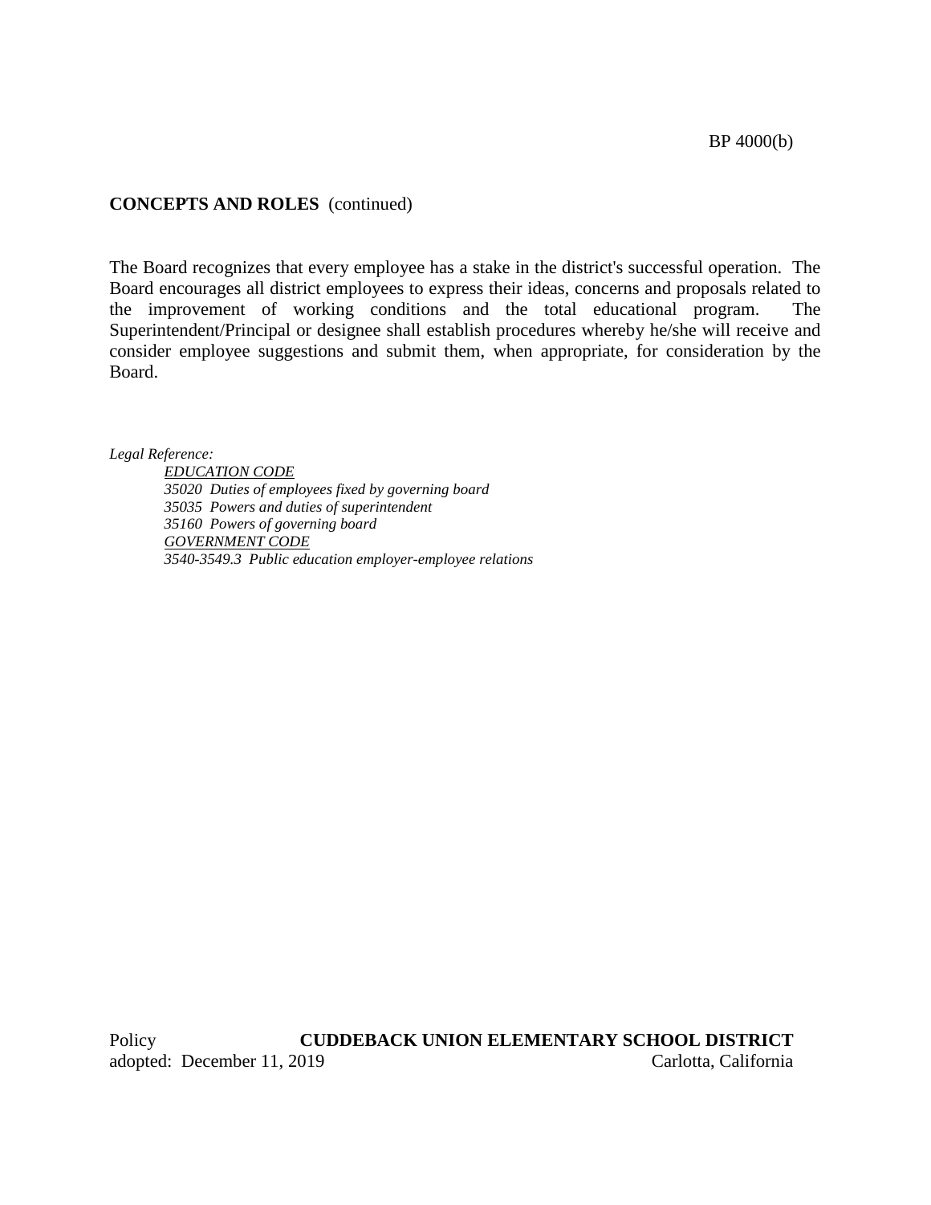**CONCEPTS AND ROLES** (continued)

The Board recognizes that every employee has a stake in the district's successful operation. The Board encourages all district employees to express their ideas, concerns and proposals related to the improvement of working conditions and the total educational program. The Superintendent/Principal or designee shall establish procedures whereby he/she will receive and consider employee suggestions and submit them, when appropriate, for consideration by the Board.

*Legal Reference:*

*EDUCATION CODE*

*35020 Duties of employees fixed by governing board*

*35035 Powers and duties of superintendent*

*35160 Powers of governing board*

*GOVERNMENT CODE*

*3540-3549.3 Public education employer-employee relations*

Policy **CUDDEBACK UNION ELEMENTARY SCHOOL DISTRICT**

adopted: December 11, 2019 Carlotta, California